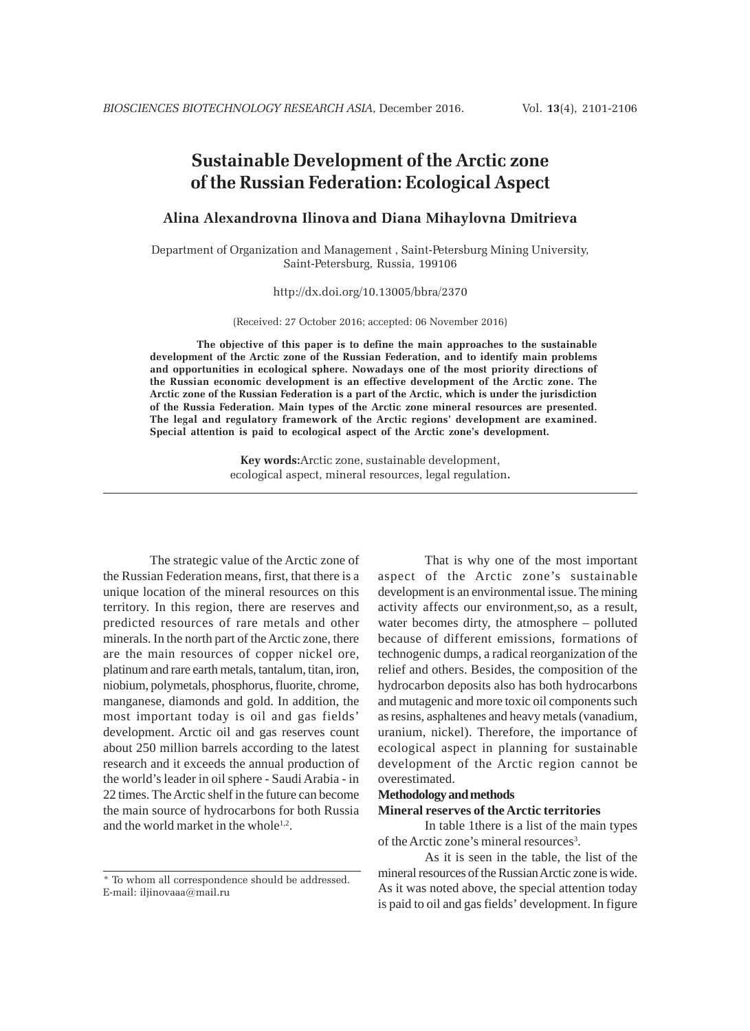# Sustainable Development of the Arctic zone of the Russian Federation: Ecological Aspect

**Alina Alexandrovna Ilinova and Diana Mihaylovna Dmitrieva**

Department of Organization and Management , Saint-Petersburg Mining University, Saint-Petersburg, Russia, 199106

http://dx.doi.org/10.13005/bbra/2370

(Received: 27 October 2016; accepted: 06 November 2016)

**The objective of this paper is to define the main approaches to the sustainable development of the Arctic zone of the Russian Federation, and to identify main problems and opportunities in ecological sphere. Nowadays one of the most priority directions of the Russian economic development is an effective development of the Arctic zone. The Arctic zone of the Russian Federation is a part of the Arctic, which is under the jurisdiction of the Russia Federation. Main types of the Arctic zone mineral resources are presented. The legal and regulatory framework of the Arctic regions' development are examined. Special attention is paid to ecological aspect of the Arctic zone's development.**

**Key words:**Arctic zone, sustainable development, ecological aspect, mineral resources, legal regulation**.**

---

The strategic value of the Arctic zone of the Russian Federation means, first, that there is a unique location of the mineral resources on this territory. In this region, there are reserves and predicted resources of rare metals and other minerals. In the north part of the Arctic zone, there are the main resources of copper nickel ore, platinum and rare earth metals, tantalum, titan, iron, niobium, polymetals, phosphorus, fluorite, chrome, manganese, diamonds and gold. In addition, the most important today is oil and gas fields' development. Arctic oil and gas reserves count about 250 million barrels according to the latest research and it exceeds the annual production of the world's leader in oil sphere - Saudi Arabia - in 22 times. The Arctic shelf in the future can become the main source of hydrocarbons for both Russia and the world market in the whole[1,2].

That is why one of the most important aspect of the Arctic zone's sustainable development is an environmental issue. The mining activity affects our environment,so, as a result, water becomes dirty, the atmosphere – polluted because of different emissions, formations of technogenic dumps, a radical reorganization of the relief and others. Besides, the composition of the hydrocarbon deposits also has both hydrocarbons and mutagenic and more toxic oil components such as resins, asphaltenes and heavy metals (vanadium, uranium, nickel). Therefore, the importance of ecological aspect in planning for sustainable development of the Arctic region cannot be overestimated.

**Methodology and methods**

**Mineral reserves of the Arctic territories**

In table 1there is a list of the main types of the Arctic zone's mineral resources[3].

As it is seen in the table, the list of the mineral resources of the Russian Arctic zone is wide. As it was noted above, the special attention today is paid to oil and gas fields' development. In figure

---

* To whom all correspondence should be addressed.
E-mail: iljinovaaa@mail.ru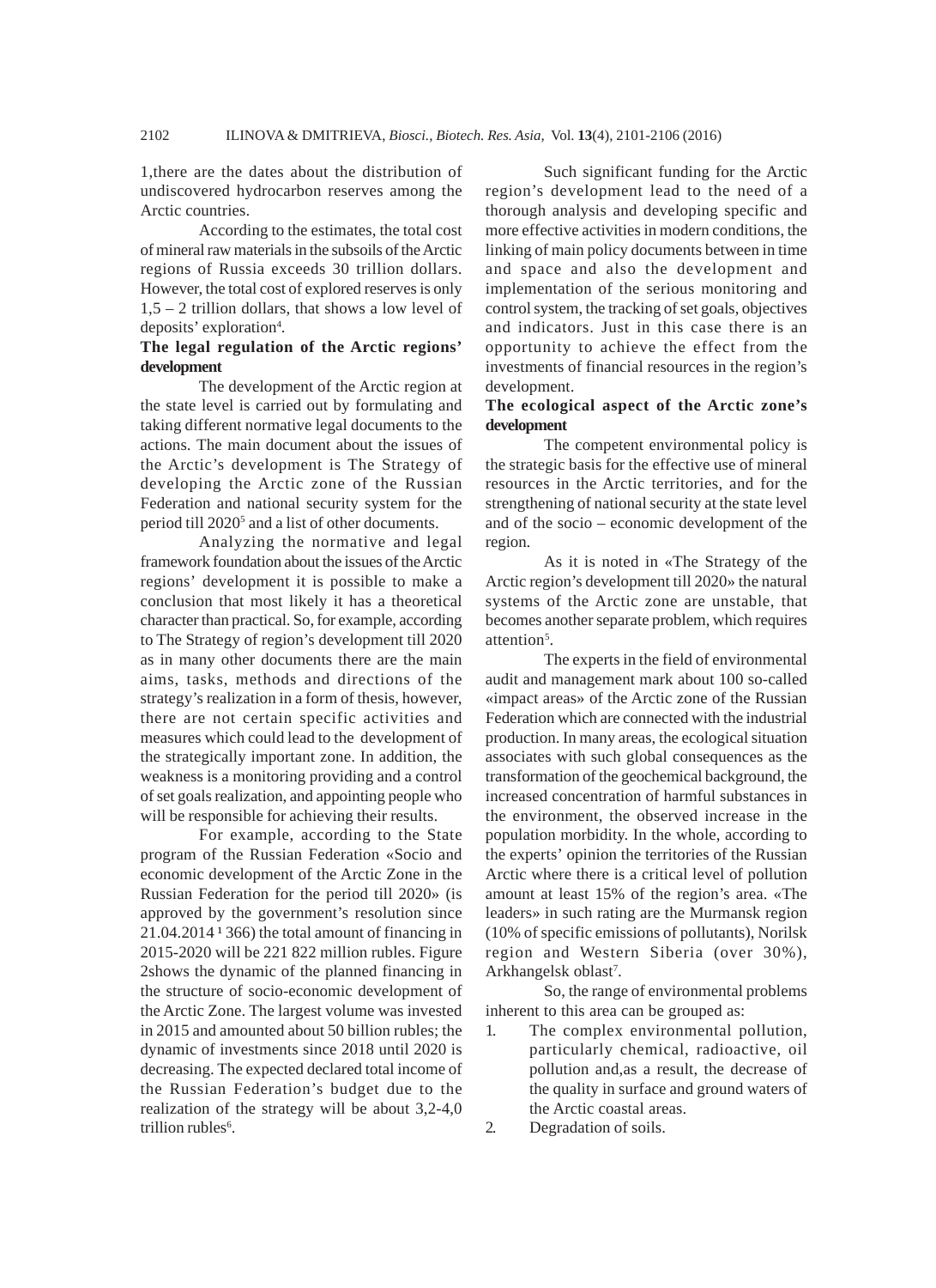1,there are the dates about the distribution of undiscovered hydrocarbon reserves among the Arctic countries.

According to the estimates, the total cost of mineral raw materials in the subsoils of the Arctic regions of Russia exceeds 30 trillion dollars. However, the total cost of explored reserves is only 1,5 – 2 trillion dollars, that shows a low level of deposits' exploration[4].

**The legal regulation of the Arctic regions' development**

The development of the Arctic region at the state level is carried out by formulating and taking different normative legal documents to the actions. The main document about the issues of the Arctic's development is The Strategy of developing the Arctic zone of the Russian Federation and national security system for the period till 2020[5] and a list of other documents.

Analyzing the normative and legal framework foundation about the issues of the Arctic regions' development it is possible to make a conclusion that most likely it has a theoretical character than practical. So, for example, according to The Strategy of region's development till 2020 as in many other documents there are the main aims, tasks, methods and directions of the strategy's realization in a form of thesis, however, there are not certain specific activities and measures which could lead to the development of the strategically important zone. In addition, the weakness is a monitoring providing and a control of set goals realization, and appointing people who will be responsible for achieving their results.

For example, according to the State program of the Russian Federation «Socio and economic development of the Arctic Zone in the Russian Federation for the period till 2020» (is approved by the government's resolution since 21.04.2014 ¹ 366) the total amount of financing in 2015-2020 will be 221 822 million rubles. Figure 2shows the dynamic of the planned financing in the structure of socio-economic development of the Arctic Zone. The largest volume was invested in 2015 and amounted about 50 billion rubles; the dynamic of investments since 2018 until 2020 is decreasing. The expected declared total income of the Russian Federation's budget due to the realization of the strategy will be about 3,2-4,0 trillion rubles[6].

Such significant funding for the Arctic region's development lead to the need of a thorough analysis and developing specific and more effective activities in modern conditions, the linking of main policy documents between in time and space and also the development and implementation of the serious monitoring and control system, the tracking of set goals, objectives and indicators. Just in this case there is an opportunity to achieve the effect from the investments of financial resources in the region's development.

**The ecological aspect of the Arctic zone's development**

The competent environmental policy is the strategic basis for the effective use of mineral resources in the Arctic territories, and for the strengthening of national security at the state level and of the socio – economic development of the region.

As it is noted in «The Strategy of the Arctic region's development till 2020» the natural systems of the Arctic zone are unstable, that becomes another separate problem, which requires attention[5].

The experts in the field of environmental audit and management mark about 100 so-called «impact areas» of the Arctic zone of the Russian Federation which are connected with the industrial production. In many areas, the ecological situation associates with such global consequences as the transformation of the geochemical background, the increased concentration of harmful substances in the environment, the observed increase in the population morbidity. In the whole, according to the experts' opinion the territories of the Russian Arctic where there is a critical level of pollution amount at least 15% of the region's area. «The leaders» in such rating are the Murmansk region (10% of specific emissions of pollutants), Norilsk region and Western Siberia (over 30%), Arkhangelsk oblast[7].

So, the range of environmental problems inherent to this area can be grouped as:

1. The complex environmental pollution, particularly chemical, radioactive, oil pollution and,as a result, the decrease of the quality in surface and ground waters of the Arctic coastal areas.
2. Degradation of soils.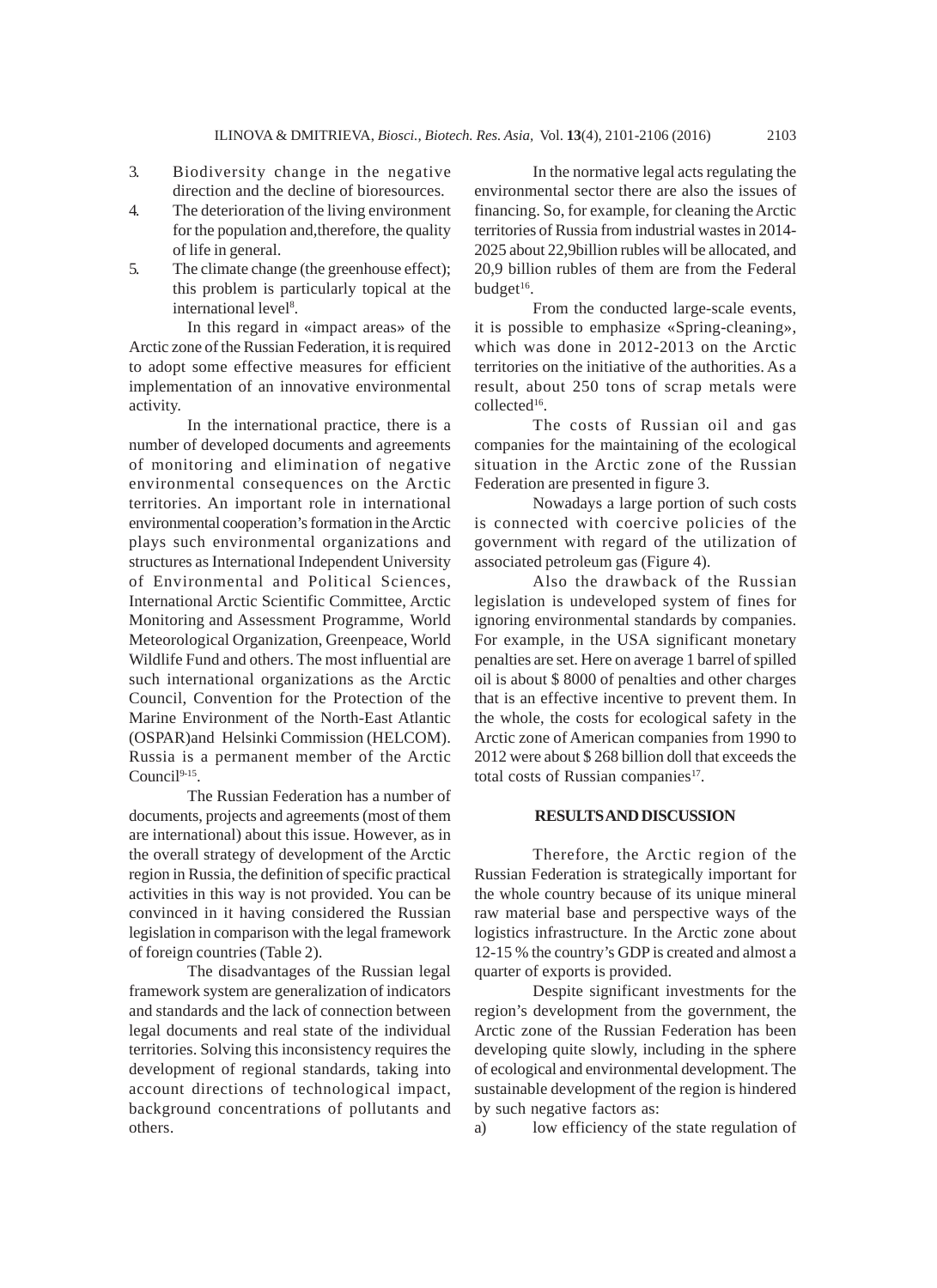3. Biodiversity change in the negative direction and the decline of bioresources.
4. The deterioration of the living environment for the population and,therefore, the quality of life in general.
5. The climate change (the greenhouse effect); this problem is particularly topical at the international level[8].

In this regard in «impact areas» of the Arctic zone of the Russian Federation, it is required to adopt some effective measures for efficient implementation of an innovative environmental activity.

In the international practice, there is a number of developed documents and agreements of monitoring and elimination of negative environmental consequences on the Arctic territories. An important role in international environmental cooperation's formation in the Arctic plays such environmental organizations and structures as International Independent University of Environmental and Political Sciences, International Arctic Scientific Committee, Arctic Monitoring and Assessment Programme, World Meteorological Organization, Greenpeace, World Wildlife Fund and others. The most influential are such international organizations as the Arctic Council, Convention for the Protection of the Marine Environment of the North-East Atlantic (OSPAR)and Helsinki Commission (HELCOM). Russia is a permanent member of the Arctic Council[9-15].

The Russian Federation has a number of documents, projects and agreements (most of them are international) about this issue. However, as in the overall strategy of development of the Arctic region in Russia, the definition of specific practical activities in this way is not provided. You can be convinced in it having considered the Russian legislation in comparison with the legal framework of foreign countries (Table 2).

The disadvantages of the Russian legal framework system are generalization of indicators and standards and the lack of connection between legal documents and real state of the individual territories. Solving this inconsistency requires the development of regional standards, taking into account directions of technological impact, background concentrations of pollutants and others.

In the normative legal acts regulating the environmental sector there are also the issues of financing. So, for example, for cleaning the Arctic territories of Russia from industrial wastes in 2014-2025 about 22,9billion rubles will be allocated, and 20,9 billion rubles of them are from the Federal budget[16].

From the conducted large-scale events, it is possible to emphasize «Spring-cleaning», which was done in 2012-2013 on the Arctic territories on the initiative of the authorities. As a result, about 250 tons of scrap metals were collected[16].

The costs of Russian oil and gas companies for the maintaining of the ecological situation in the Arctic zone of the Russian Federation are presented in figure 3.

Nowadays a large portion of such costs is connected with coercive policies of the government with regard of the utilization of associated petroleum gas (Figure 4).

Also the drawback of the Russian legislation is undeveloped system of fines for ignoring environmental standards by companies. For example, in the USA significant monetary penalties are set. Here on average 1 barrel of spilled oil is about $ 8000 of penalties and other charges that is an effective incentive to prevent them. In the whole, the costs for ecological safety in the Arctic zone of American companies from 1990 to 2012 were about $ 268 billion doll that exceeds the total costs of Russian companies[17].

## RESULTS AND DISCUSSION

Therefore, the Arctic region of the Russian Federation is strategically important for the whole country because of its unique mineral raw material base and perspective ways of the logistics infrastructure. In the Arctic zone about 12-15 % the country's GDP is created and almost a quarter of exports is provided.

Despite significant investments for the region's development from the government, the Arctic zone of the Russian Federation has been developing quite slowly, including in the sphere of ecological and environmental development. The sustainable development of the region is hindered by such negative factors as:

a) low efficiency of the state regulation of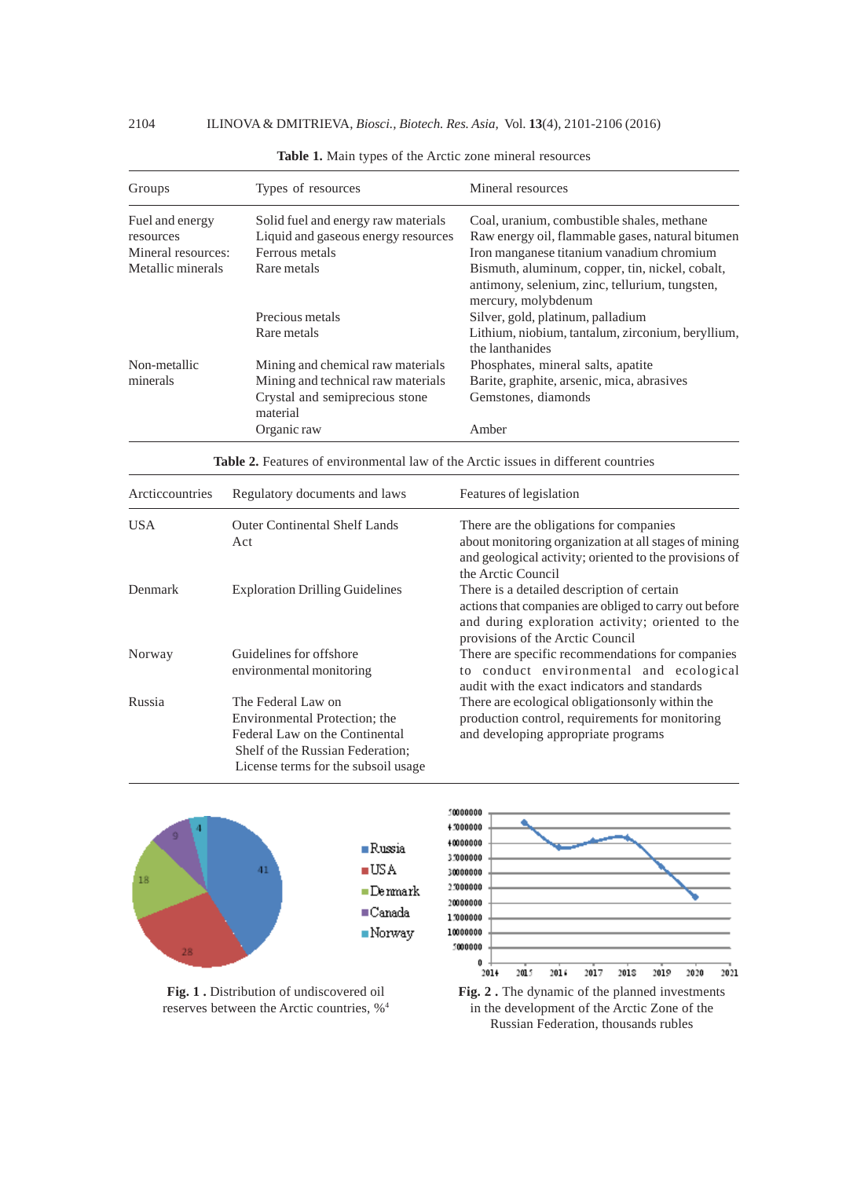**Table 1.** Main types of the Arctic zone mineral resources

| Groups | Types of resources | Mineral resources |
|---|---|---|
| Fuel and energy resources | Solid fuel and energy raw materials | Coal, uranium, combustible shales, methane |
| | Liquid and gaseous energy resources | Raw energy oil, flammable gases, natural bitumen |
| Mineral resources: | Ferrous metals | Iron manganese titanium vanadium chromium |
| Metallic minerals | Rare metals | Bismuth, aluminum, copper, tin, nickel, cobalt, antimony, selenium, zinc, tellurium, tungsten, mercury, molybdenum |
| | Precious metals | Silver, gold, platinum, palladium |
| | Rare metals | Lithium, niobium, tantalum, zirconium, beryllium, the lanthanides |
| Non-metallic minerals | Mining and chemical raw materials | Phosphates, mineral salts, apatite |
| | Mining and technical raw materials | Barite, graphite, arsenic, mica, abrasives |
| | Crystal and semiprecious stone material | Gemstones, diamonds |
| | Organic raw | Amber |

**Table 2.** Features of environmental law of the Arctic issues in different countries

| Arcticcountries | Regulatory documents and laws | Features of legislation |
|---|---|---|
| USA | Outer Continental Shelf Lands Act | There are the obligations for companies about monitoring organization at all stages of mining and geological activity; oriented to the provisions of the Arctic Council |
| Denmark | Exploration Drilling Guidelines | There is a detailed description of certain actions that companies are obliged to carry out before and during exploration activity; oriented to the provisions of the Arctic Council |
| Norway | Guidelines for offshore environmental monitoring | There are specific recommendations for companies to conduct environmental and ecological audit with the exact indicators and standards |
| Russia | The Federal Law on Environmental Protection; the Federal Law on the Continental Shelf of the Russian Federation; License terms for the subsoil usage | There are ecological obligationsonly within the production control, requirements for monitoring and developing appropriate programs |

**Fig. 1 .** Distribution of undiscovered oil reserves between the Arctic countries, %[4]

**Fig. 2 .** The dynamic of the planned investments in the development of the Arctic Zone of the Russian Federation, thousands rubles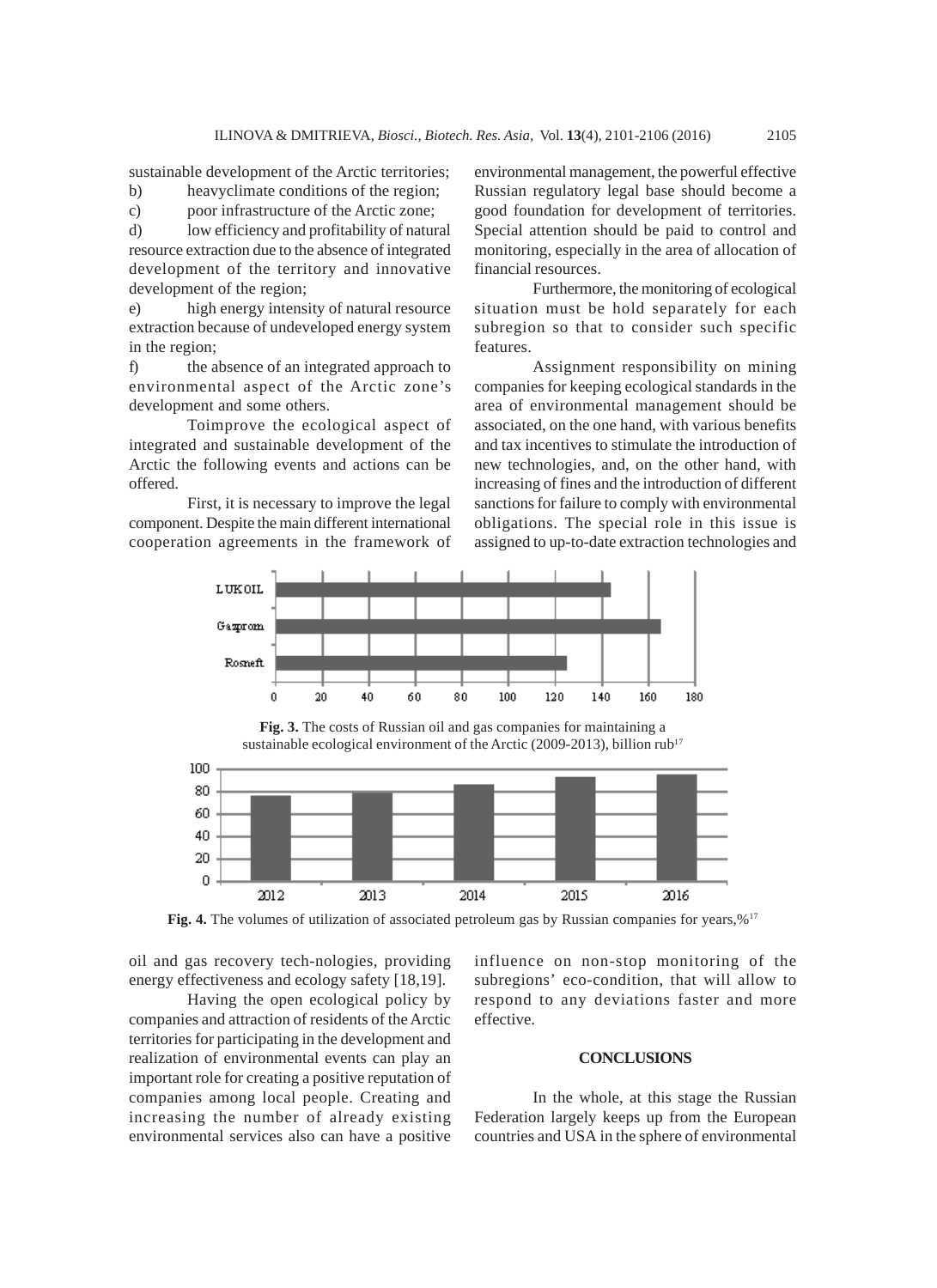sustainable development of the Arctic territories;

b) heavyclimate conditions of the region;

c) poor infrastructure of the Arctic zone;

d) low efficiency and profitability of natural resource extraction due to the absence of integrated development of the territory and innovative development of the region;

e) high energy intensity of natural resource extraction because of undeveloped energy system in the region;

f) the absence of an integrated approach to environmental aspect of the Arctic zone's development and some others.

Toimprove the ecological aspect of integrated and sustainable development of the Arctic the following events and actions can be offered.

First, it is necessary to improve the legal component. Despite the main different international cooperation agreements in the framework of environmental management, the powerful effective Russian regulatory legal base should become a good foundation for development of territories. Special attention should be paid to control and monitoring, especially in the area of allocation of financial resources.

Furthermore, the monitoring of ecological situation must be hold separately for each subregion so that to consider such specific features.

Assignment responsibility on mining companies for keeping ecological standards in the area of environmental management should be associated, on the one hand, with various benefits and tax incentives to stimulate the introduction of new technologies, and, on the other hand, with increasing of fines and the introduction of different sanctions for failure to comply with environmental obligations. The special role in this issue is assigned to up-to-date extraction technologies and oil and gas recovery tech-nologies, providing energy effectiveness and ecology safety [18,19].

**Fig. 3.** The costs of Russian oil and gas companies for maintaining a sustainable ecological environment of the Arctic (2009-2013), billion rub[17]

**Fig. 4.** The volumes of utilization of associated petroleum gas by Russian companies for years,%[17]

Having the open ecological policy by companies and attraction of residents of the Arctic territories for participating in the development and realization of environmental events can play an important role for creating a positive reputation of companies among local people. Creating and increasing the number of already existing environmental services also can have a positive influence on non-stop monitoring of the subregions' eco-condition, that will allow to respond to any deviations faster and more effective.

## CONCLUSIONS

In the whole, at this stage the Russian Federation largely keeps up from the European countries and USA in the sphere of environmental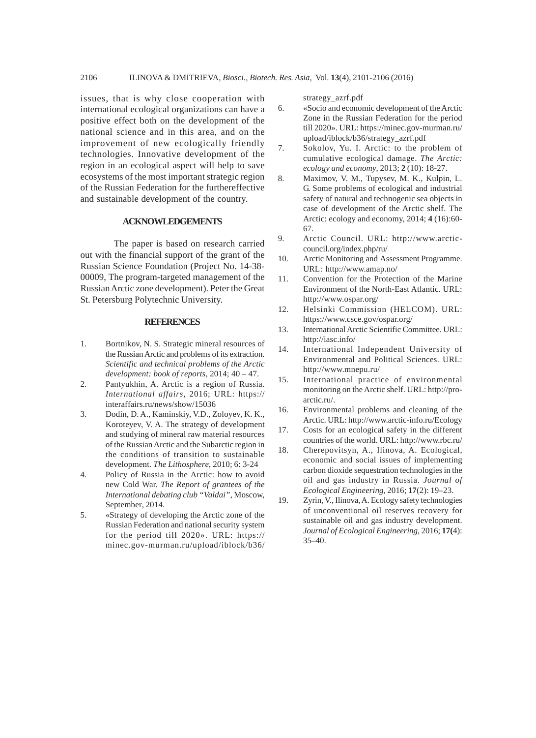issues, that is why close cooperation with international ecological organizations can have a positive effect both on the development of the national science and in this area, and on the improvement of new ecologically friendly technologies. Innovative development of the region in an ecological aspect will help to save ecosystems of the most important strategic region of the Russian Federation for the furthereffective and sustainable development of the country.

## ACKNOWLEDGEMENTS

The paper is based on research carried out with the financial support of the grant of the Russian Science Foundation (Project No. 14-38-00009, The program-targeted management of the Russian Arctic zone development). Peter the Great St. Petersburg Polytechnic University.

## REFERENCES

1. Bortnikov, N. S. Strategic mineral resources of the Russian Arctic and problems of its extraction. *Scientific and technical problems of the Arctic development: book of reports*, 2014; 40 – 47.
2. Pantyukhin, A. Arctic is a region of Russia. *International affairs*, 2016; URL: https://interaffairs.ru/news/show/15036
3. Dodin, D. A., Kaminskiy, V.D., Zoloyev, K. K., Koroteyev, V. A. The strategy of development and studying of mineral raw material resources of the Russian Arctic and the Subarctic region in the conditions of transition to sustainable development. *The Lithosphere*, 2010; 6: 3-24
4. Policy of Russia in the Arctic: how to avoid new Cold War. *The Report of grantees of the International debating club "Valdai"*, Moscow, September, 2014.
5. «Strategy of developing the Arctic zone of the Russian Federation and national security system for the period till 2020». URL: https://minec.gov-murman.ru/upload/iblock/b36/strategy_azrf.pdf
6. «Socio and economic development of the Arctic Zone in the Russian Federation for the period till 2020». URL: https://minec.gov-murman.ru/upload/iblock/b36/strategy_azrf.pdf
7. Sokolov, Yu. I. Arctic: to the problem of cumulative ecological damage. *The Arctic: ecology and economy*, 2013; **2** (10): 18-27.
8. Maximov, V. M., Tupysev, M. K., Kulpin, L. G. Some problems of ecological and industrial safety of natural and technogenic sea objects in case of development of the Arctic shelf. The Arctic: ecology and economy, 2014; **4** (16):60-67.
9. Arctic Council. URL: http://www.arctic-council.org/index.php/ru/
10. Arctic Monitoring and Assessment Programme. URL: http://www.amap.no/
11. Convention for the Protection of the Marine Environment of the North-East Atlantic. URL: http://www.ospar.org/
12. Helsinki Commission (HELCOM). URL: https://www.csce.gov/ospar.org/
13. International Arctic Scientific Committee. URL: http://iasc.info/
14. International Independent University of Environmental and Political Sciences. URL: http://www.mnepu.ru/
15. International practice of environmental monitoring on the Arctic shelf. URL: http://pro-arctic.ru/.
16. Environmental problems and cleaning of the Arctic. URL: http://www.arctic-info.ru/Ecology
17. Costs for an ecological safety in the different countries of the world. URL: http://www.rbc.ru/
18. Cherepovitsyn, A., Ilinova, A. Ecological, economic and social issues of implementing carbon dioxide sequestration technologies in the oil and gas industry in Russia. *Journal of Ecological Engineering*, 2016; **17**(2): 19–23.
19. Zyrin, V., Ilinova, A. Ecology safety technologies of unconventional oil reserves recovery for sustainable oil and gas industry development. *Journal of Ecological Engineering*, 2016; **17(**4): 35–40.